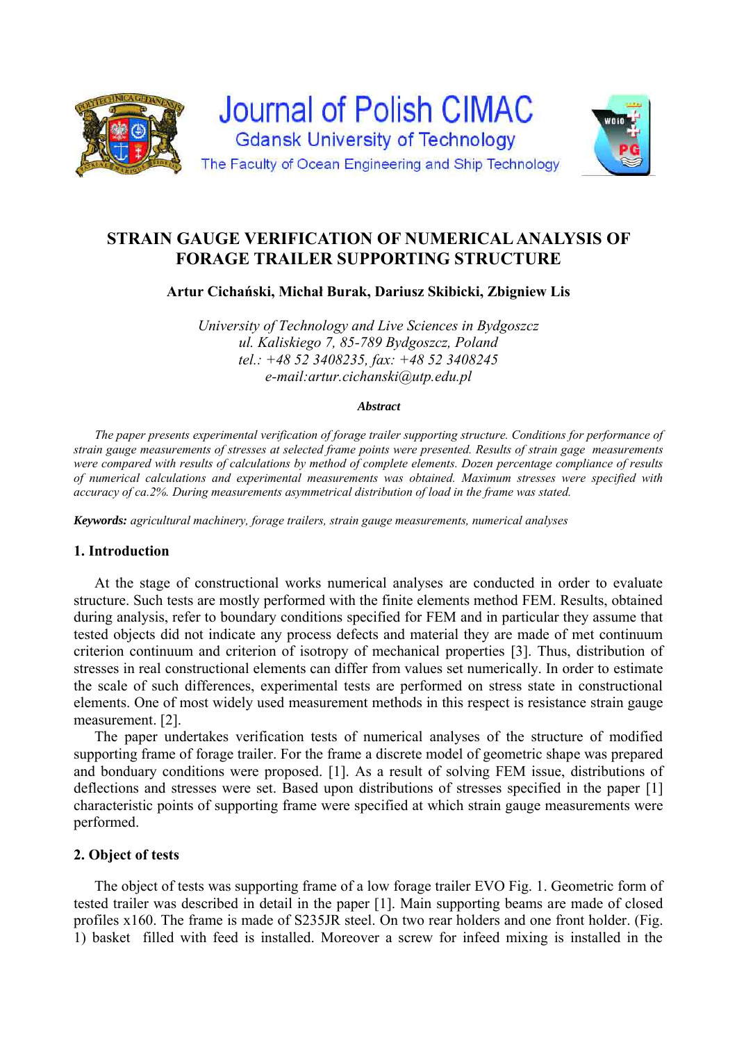# STRAIN GAUGE VERIFICATION OF NUMERICAL ANALYSIS OF FORAGE TRAILER SUPPORTING STRUCTURE

**Artur Cichański, Michał Burak, Dariusz Skibicki, Zbigniew Lis**

*University of Technology and Live Sciences in Bydgoszcz*
*ul. Kaliskiego 7, 85-789 Bydgoszcz, Poland*
*tel.: +48 52 3408235, fax: +48 52 3408245*
*e-mail:artur.cichanski@utp.edu.pl*

***Abstract***

*The paper presents experimental verification of forage trailer supporting structure. Conditions for performance of strain gauge measurements of stresses at selected frame points were presented. Results of strain gage measurements were compared with results of calculations by method of complete elements. Dozen percentage compliance of results of numerical calculations and experimental measurements was obtained. Maximum stresses were specified with accuracy of ca.2%. During measurements asymmetrical distribution of load in the frame was stated.*

***Keywords:*** *agricultural machinery, forage trailers, strain gauge measurements, numerical analyses*

## 1. Introduction

At the stage of constructional works numerical analyses are conducted in order to evaluate structure. Such tests are mostly performed with the finite elements method FEM. Results, obtained during analysis, refer to boundary conditions specified for FEM and in particular they assume that tested objects did not indicate any process defects and material they are made of met continuum criterion continuum and criterion of isotropy of mechanical properties [3]. Thus, distribution of stresses in real constructional elements can differ from values set numerically. In order to estimate the scale of such differences, experimental tests are performed on stress state in constructional elements. One of most widely used measurement methods in this respect is resistance strain gauge measurement. [2].

The paper undertakes verification tests of numerical analyses of the structure of modified supporting frame of forage trailer. For the frame a discrete model of geometric shape was prepared and bonduary conditions were proposed. [1]. As a result of solving FEM issue, distributions of deflections and stresses were set. Based upon distributions of stresses specified in the paper [1] characteristic points of supporting frame were specified at which strain gauge measurements were performed.

## 2. Object of tests

The object of tests was supporting frame of a low forage trailer EVO Fig. 1. Geometric form of tested trailer was described in detail in the paper [1]. Main supporting beams are made of closed profiles x160. The frame is made of S235JR steel. On two rear holders and one front holder. (Fig. 1) basket filled with feed is installed. Moreover a screw for infeed mixing is installed in the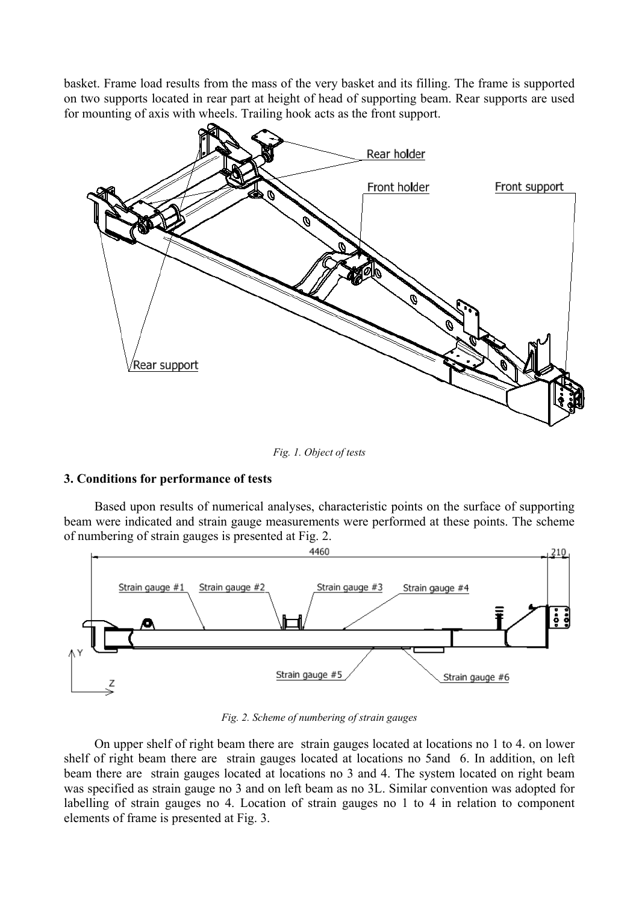basket. Frame load results from the mass of the very basket and its filling. The frame is supported on two supports located in rear part at height of head of supporting beam. Rear supports are used for mounting of axis with wheels. Trailing hook acts as the front support.

*Fig. 1. Object of tests*

### 3. Conditions for performance of tests

Based upon results of numerical analyses, characteristic points on the surface of supporting beam were indicated and strain gauge measurements were performed at these points. The scheme of numbering of strain gauges is presented at Fig. 2.

*Fig. 2. Scheme of numbering of strain gauges*

On upper shelf of right beam there are strain gauges located at locations no 1 to 4. on lower shelf of right beam there are strain gauges located at locations no 5and 6. In addition, on left beam there are strain gauges located at locations no 3 and 4. The system located on right beam was specified as strain gauge no 3 and on left beam as no 3L. Similar convention was adopted for labelling of strain gauges no 4. Location of strain gauges no 1 to 4 in relation to component elements of frame is presented at Fig. 3.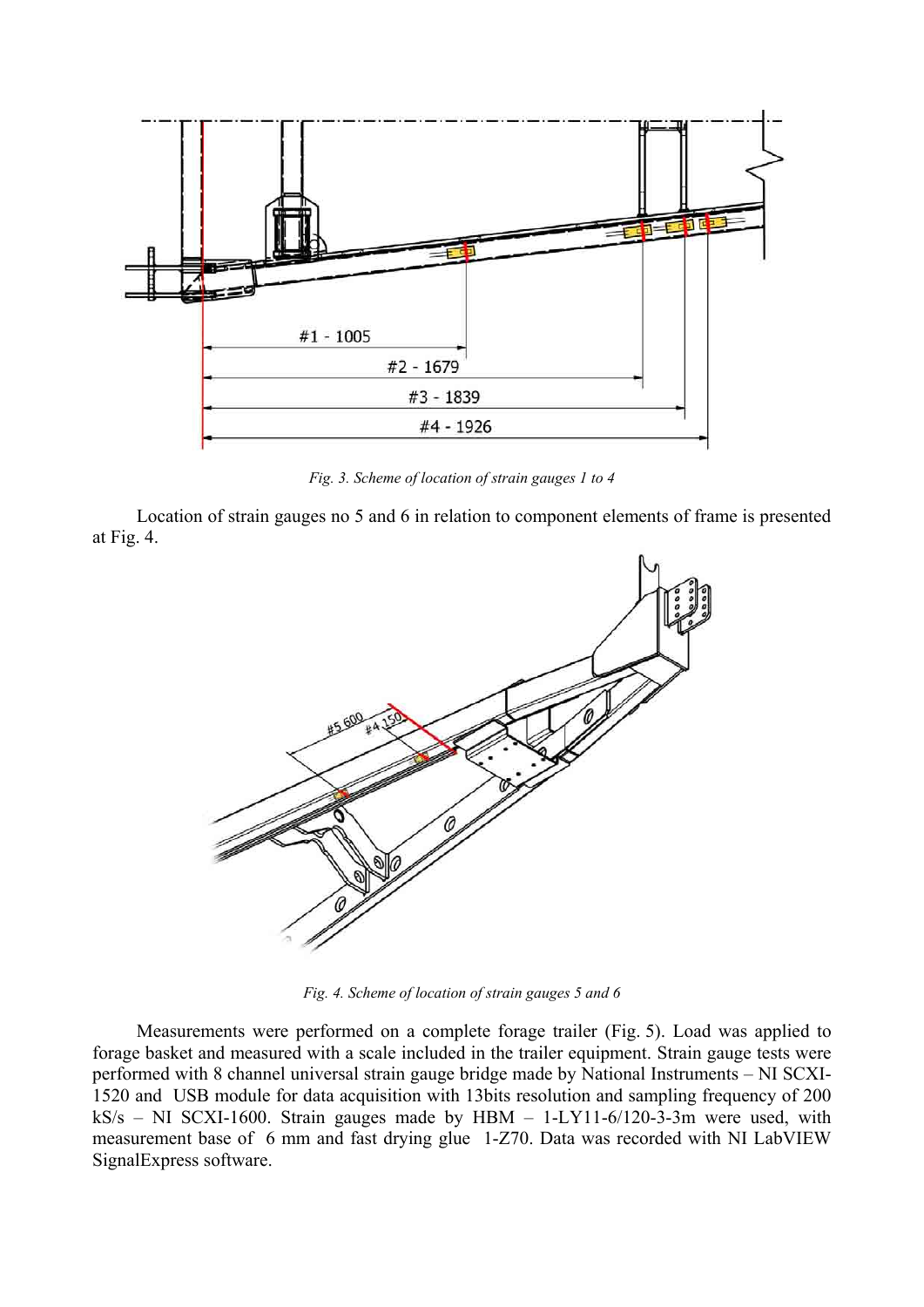*Fig. 3. Scheme of location of strain gauges 1 to 4*

Location of strain gauges no 5 and 6 in relation to component elements of frame is presented at Fig. 4.

*Fig. 4. Scheme of location of strain gauges 5 and 6*

Measurements were performed on a complete forage trailer (Fig. 5). Load was applied to forage basket and measured with a scale included in the trailer equipment. Strain gauge tests were performed with 8 channel universal strain gauge bridge made by National Instruments – NI SCXI-1520 and USB module for data acquisition with 13bits resolution and sampling frequency of 200 kS/s – NI SCXI-1600. Strain gauges made by HBM – 1-LY11-6/120-3-3m were used, with measurement base of 6 mm and fast drying glue 1-Z70. Data was recorded with NI LabVIEW SignalExpress software.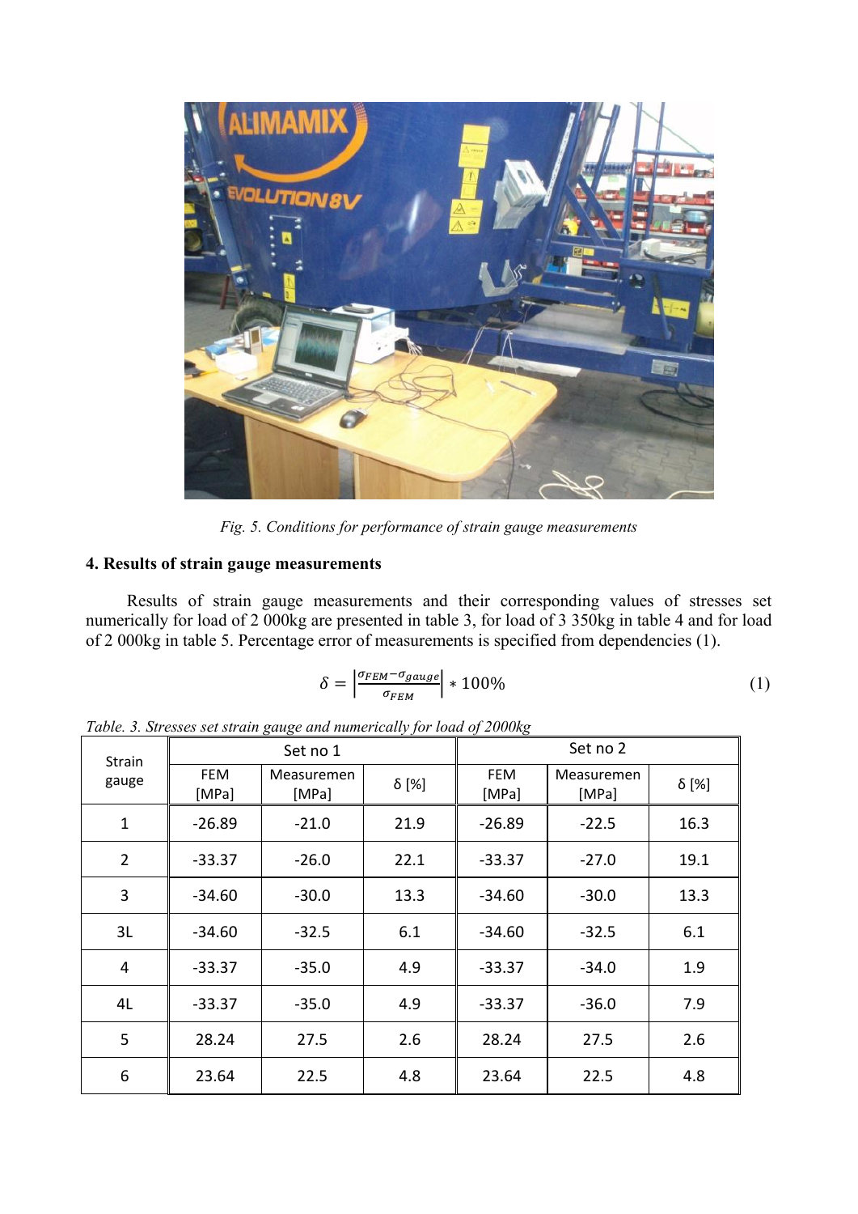*Fig. 5. Conditions for performance of strain gauge measurements*

## 4. Results of strain gauge measurements

Results of strain gauge measurements and their corresponding values of stresses set numerically for load of 2 000kg are presented in table 3, for load of 3 350kg in table 4 and for load of 2 000kg in table 5. Percentage error of measurements is specified from dependencies (1).

$$\delta = \left|\frac{\sigma_{FEM} - \sigma_{gauge}}{\sigma_{FEM}}\right| * 100\% \tag{1}$$

*Table. 3. Stresses set strain gauge and numerically for load of 2000kg*

| Strain gauge | Set no 1 | | | Set no 2 | | |
|---|---|---|---|---|---|---|
| | FEM [MPa] | Measuremen [MPa] | δ [%] | FEM [MPa] | Measuremen [MPa] | δ [%] |
| 1 | -26.89 | -21.0 | 21.9 | -26.89 | -22.5 | 16.3 |
| 2 | -33.37 | -26.0 | 22.1 | -33.37 | -27.0 | 19.1 |
| 3 | -34.60 | -30.0 | 13.3 | -34.60 | -30.0 | 13.3 |
| 3L | -34.60 | -32.5 | 6.1 | -34.60 | -32.5 | 6.1 |
| 4 | -33.37 | -35.0 | 4.9 | -33.37 | -34.0 | 1.9 |
| 4L | -33.37 | -35.0 | 4.9 | -33.37 | -36.0 | 7.9 |
| 5 | 28.24 | 27.5 | 2.6 | 28.24 | 27.5 | 2.6 |
| 6 | 23.64 | 22.5 | 4.8 | 23.64 | 22.5 | 4.8 |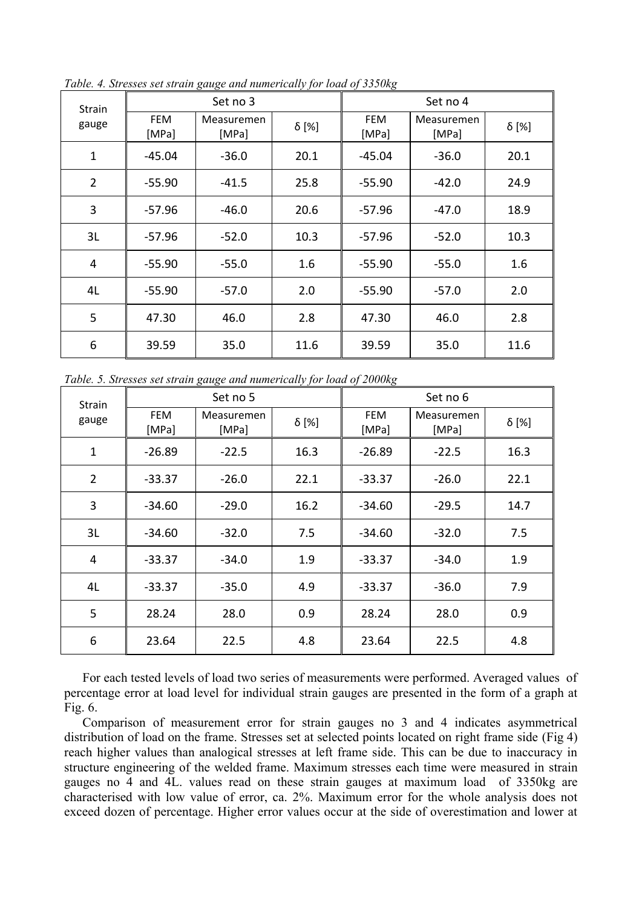*Table. 4. Stresses set strain gauge and numerically for load of 3350kg*

| Strain gauge | Set no 3 | | | Set no 4 | | |
|---|---|---|---|---|---|---|
| | FEM [MPa] | Measuremen [MPa] | δ [%] | FEM [MPa] | Measuremen [MPa] | δ [%] |
| 1 | -45.04 | -36.0 | 20.1 | -45.04 | -36.0 | 20.1 |
| 2 | -55.90 | -41.5 | 25.8 | -55.90 | -42.0 | 24.9 |
| 3 | -57.96 | -46.0 | 20.6 | -57.96 | -47.0 | 18.9 |
| 3L | -57.96 | -52.0 | 10.3 | -57.96 | -52.0 | 10.3 |
| 4 | -55.90 | -55.0 | 1.6 | -55.90 | -55.0 | 1.6 |
| 4L | -55.90 | -57.0 | 2.0 | -55.90 | -57.0 | 2.0 |
| 5 | 47.30 | 46.0 | 2.8 | 47.30 | 46.0 | 2.8 |
| 6 | 39.59 | 35.0 | 11.6 | 39.59 | 35.0 | 11.6 |

*Table. 5. Stresses set strain gauge and numerically for load of 2000kg*

| Strain gauge | Set no 5 | | | Set no 6 | | |
|---|---|---|---|---|---|---|
| | FEM [MPa] | Measuremen [MPa] | δ [%] | FEM [MPa] | Measuremen [MPa] | δ [%] |
| 1 | -26.89 | -22.5 | 16.3 | -26.89 | -22.5 | 16.3 |
| 2 | -33.37 | -26.0 | 22.1 | -33.37 | -26.0 | 22.1 |
| 3 | -34.60 | -29.0 | 16.2 | -34.60 | -29.5 | 14.7 |
| 3L | -34.60 | -32.0 | 7.5 | -34.60 | -32.0 | 7.5 |
| 4 | -33.37 | -34.0 | 1.9 | -33.37 | -34.0 | 1.9 |
| 4L | -33.37 | -35.0 | 4.9 | -33.37 | -36.0 | 7.9 |
| 5 | 28.24 | 28.0 | 0.9 | 28.24 | 28.0 | 0.9 |
| 6 | 23.64 | 22.5 | 4.8 | 23.64 | 22.5 | 4.8 |

For each tested levels of load two series of measurements were performed. Averaged values of percentage error at load level for individual strain gauges are presented in the form of a graph at Fig. 6.

Comparison of measurement error for strain gauges no 3 and 4 indicates asymmetrical distribution of load on the frame. Stresses set at selected points located on right frame side (Fig 4) reach higher values than analogical stresses at left frame side. This can be due to inaccuracy in structure engineering of the welded frame. Maximum stresses each time were measured in strain gauges no 4 and 4L. values read on these strain gauges at maximum load of 3350kg are characterised with low value of error, ca. 2%. Maximum error for the whole analysis does not exceed dozen of percentage. Higher error values occur at the side of overestimation and lower at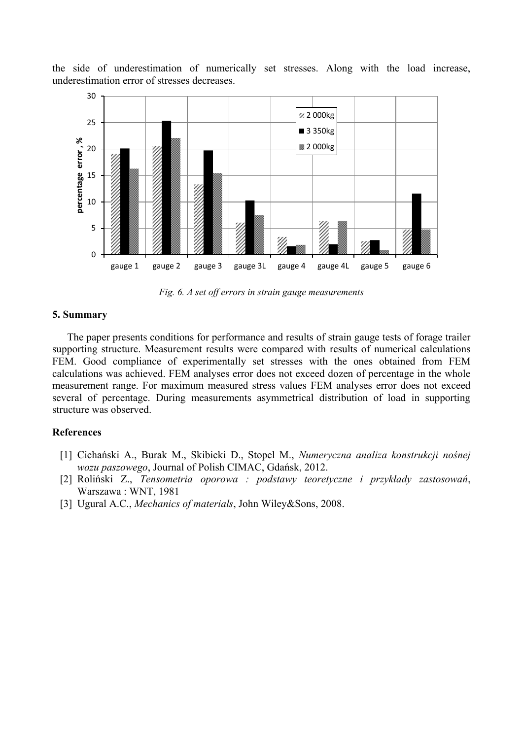the side of underestimation of numerically set stresses. Along with the load increase, underestimation error of stresses decreases.

30
25
20
15
10
5
0

percentage error , %

2 000kg
3 350kg
2 000kg

gauge 1 gauge 2 gauge 3 gauge 3L gauge 4 gauge 4L gauge 5 gauge 6

*Fig. 6. A set off errors in strain gauge measurements*

## 5. Summary

The paper presents conditions for performance and results of strain gauge tests of forage trailer supporting structure. Measurement results were compared with results of numerical calculations FEM. Good compliance of experimentally set stresses with the ones obtained from FEM calculations was achieved. FEM analyses error does not exceed dozen of percentage in the whole measurement range. For maximum measured stress values FEM analyses error does not exceed several of percentage. During measurements asymmetrical distribution of load in supporting structure was observed.

## References

[1] Cichański A., Burak M., Skibicki D., Stopel M., *Numeryczna analiza konstrukcji nośnej wozu paszowego*, Journal of Polish CIMAC, Gdańsk, 2012.

[2] Roliński Z., *Tensometria oporowa : podstawy teoretyczne i przykłady zastosowań*, Warszawa : WNT, 1981

[3] Ugural A.C., *Mechanics of materials*, John Wiley&Sons, 2008.